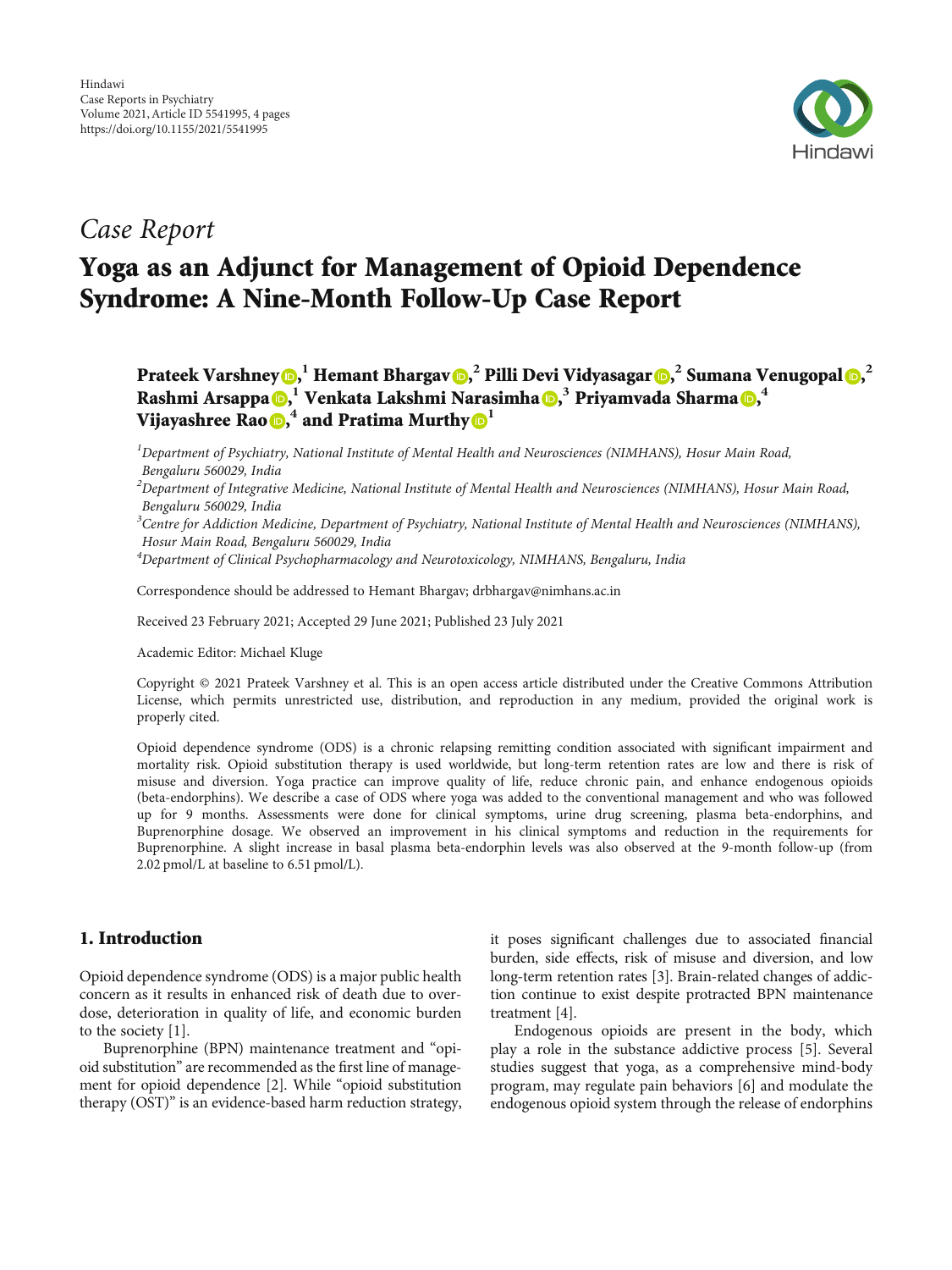*Case Report*

# Yoga as an Adjunct for Management of Opioid Dependence Syndrome: A Nine-Month Follow-Up Case Report

**Prateek Varshney,[1] Hemant Bhargav,[2] Pilli Devi Vidyasagar,[2] Sumana Venugopal,[2] Rashmi Arsappa,[1] Venkata Lakshmi Narasimha,[3] Priyamvada Sharma,[4] Vijayashree Rao,[4] and Pratima Murthy[1]**

[1] *Department of Psychiatry, National Institute of Mental Health and Neurosciences (NIMHANS), Hosur Main Road, Bengaluru 560029, India*
[2] *Department of Integrative Medicine, National Institute of Mental Health and Neurosciences (NIMHANS), Hosur Main Road, Bengaluru 560029, India*
[3] *Centre for Addiction Medicine, Department of Psychiatry, National Institute of Mental Health and Neurosciences (NIMHANS), Hosur Main Road, Bengaluru 560029, India*
[4] *Department of Clinical Psychopharmacology and Neurotoxicology, NIMHANS, Bengaluru, India*

Correspondence should be addressed to Hemant Bhargav; drbhargav@nimhans.ac.in

Received 23 February 2021; Accepted 29 June 2021; Published 23 July 2021

Academic Editor: Michael Kluge

Copyright © 2021 Prateek Varshney et al. This is an open access article distributed under the Creative Commons Attribution License, which permits unrestricted use, distribution, and reproduction in any medium, provided the original work is properly cited.

Opioid dependence syndrome (ODS) is a chronic relapsing remitting condition associated with significant impairment and mortality risk. Opioid substitution therapy is used worldwide, but long-term retention rates are low and there is risk of misuse and diversion. Yoga practice can improve quality of life, reduce chronic pain, and enhance endogenous opioids (beta-endorphins). We describe a case of ODS where yoga was added to the conventional management and who was followed up for 9 months. Assessments were done for clinical symptoms, urine drug screening, plasma beta-endorphins, and Buprenorphine dosage. We observed an improvement in his clinical symptoms and reduction in the requirements for Buprenorphine. A slight increase in basal plasma beta-endorphin levels was also observed at the 9-month follow-up (from 2.02 pmol/L at baseline to 6.51 pmol/L).

## 1. Introduction

Opioid dependence syndrome (ODS) is a major public health concern as it results in enhanced risk of death due to overdose, deterioration in quality of life, and economic burden to the society [1].

Buprenorphine (BPN) maintenance treatment and "opioid substitution" are recommended as the first line of management for opioid dependence [2]. While "opioid substitution therapy (OST)" is an evidence-based harm reduction strategy, it poses significant challenges due to associated financial burden, side effects, risk of misuse and diversion, and low long-term retention rates [3]. Brain-related changes of addiction continue to exist despite protracted BPN maintenance treatment [4].

Endogenous opioids are present in the body, which play a role in the substance addictive process [5]. Several studies suggest that yoga, as a comprehensive mind-body program, may regulate pain behaviors [6] and modulate the endogenous opioid system through the release of endorphins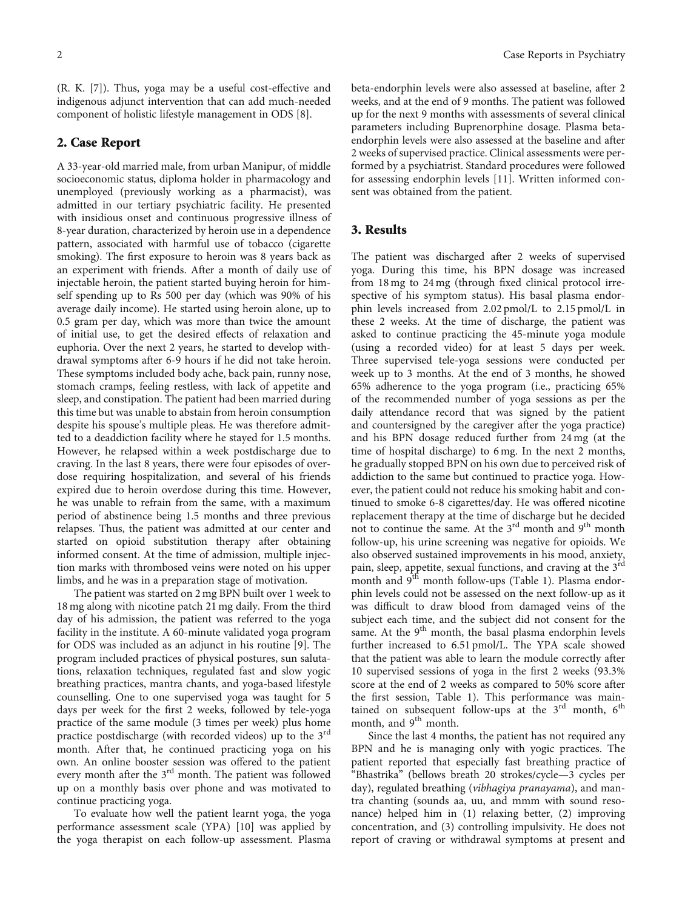(R. K. [7]). Thus, yoga may be a useful cost-effective and indigenous adjunct intervention that can add much-needed component of holistic lifestyle management in ODS [8].

## 2. Case Report

A 33-year-old married male, from urban Manipur, of middle socioeconomic status, diploma holder in pharmacology and unemployed (previously working as a pharmacist), was admitted in our tertiary psychiatric facility. He presented with insidious onset and continuous progressive illness of 8-year duration, characterized by heroin use in a dependence pattern, associated with harmful use of tobacco (cigarette smoking). The first exposure to heroin was 8 years back as an experiment with friends. After a month of daily use of injectable heroin, the patient started buying heroin for himself spending up to Rs 500 per day (which was 90% of his average daily income). He started using heroin alone, up to 0.5 gram per day, which was more than twice the amount of initial use, to get the desired effects of relaxation and euphoria. Over the next 2 years, he started to develop withdrawal symptoms after 6-9 hours if he did not take heroin. These symptoms included body ache, back pain, runny nose, stomach cramps, feeling restless, with lack of appetite and sleep, and constipation. The patient had been married during this time but was unable to abstain from heroin consumption despite his spouse's multiple pleas. He was therefore admitted to a deaddiction facility where he stayed for 1.5 months. However, he relapsed within a week postdischarge due to craving. In the last 8 years, there were four episodes of overdose requiring hospitalization, and several of his friends expired due to heroin overdose during this time. However, he was unable to refrain from the same, with a maximum period of abstinence being 1.5 months and three previous relapses. Thus, the patient was admitted at our center and started on opioid substitution therapy after obtaining informed consent. At the time of admission, multiple injection marks with thrombosed veins were noted on his upper limbs, and he was in a preparation stage of motivation.

The patient was started on 2 mg BPN built over 1 week to 18 mg along with nicotine patch 21 mg daily. From the third day of his admission, the patient was referred to the yoga facility in the institute. A 60-minute validated yoga program for ODS was included as an adjunct in his routine [9]. The program included practices of physical postures, sun salutations, relaxation techniques, regulated fast and slow yogic breathing practices, mantra chants, and yoga-based lifestyle counselling. One to one supervised yoga was taught for 5 days per week for the first 2 weeks, followed by tele-yoga practice of the same module (3 times per week) plus home practice postdischarge (with recorded videos) up to the 3rd month. After that, he continued practicing yoga on his own. An online booster session was offered to the patient every month after the 3rd month. The patient was followed up on a monthly basis over phone and was motivated to continue practicing yoga.

To evaluate how well the patient learnt yoga, the yoga performance assessment scale (YPA) [10] was applied by the yoga therapist on each follow-up assessment. Plasma beta-endorphin levels were also assessed at baseline, after 2 weeks, and at the end of 9 months. The patient was followed up for the next 9 months with assessments of several clinical parameters including Buprenorphine dosage. Plasma beta-endorphin levels were also assessed at the baseline and after 2 weeks of supervised practice. Clinical assessments were performed by a psychiatrist. Standard procedures were followed for assessing endorphin levels [11]. Written informed consent was obtained from the patient.

## 3. Results

The patient was discharged after 2 weeks of supervised yoga. During this time, his BPN dosage was increased from 18 mg to 24 mg (through fixed clinical protocol irrespective of his symptom status). His basal plasma endorphin levels increased from 2.02 pmol/L to 2.15 pmol/L in these 2 weeks. At the time of discharge, the patient was asked to continue practicing the 45-minute yoga module (using a recorded video) for at least 5 days per week. Three supervised tele-yoga sessions were conducted per week up to 3 months. At the end of 3 months, he showed 65% adherence to the yoga program (i.e., practicing 65% of the recommended number of yoga sessions as per the daily attendance record that was signed by the patient and countersigned by the caregiver after the yoga practice) and his BPN dosage reduced further from 24 mg (at the time of hospital discharge) to 6 mg. In the next 2 months, he gradually stopped BPN on his own due to perceived risk of addiction to the same but continued to practice yoga. However, the patient could not reduce his smoking habit and continued to smoke 6-8 cigarettes/day. He was offered nicotine replacement therapy at the time of discharge but he decided not to continue the same. At the 3rd month and 9th month follow-up, his urine screening was negative for opioids. We also observed sustained improvements in his mood, anxiety, pain, sleep, appetite, sexual functions, and craving at the 3rd month and 9th month follow-ups (Table 1). Plasma endorphin levels could not be assessed on the next follow-up as it was difficult to draw blood from damaged veins of the subject each time, and the subject did not consent for the same. At the 9th month, the basal plasma endorphin levels further increased to 6.51 pmol/L. The YPA scale showed that the patient was able to learn the module correctly after 10 supervised sessions of yoga in the first 2 weeks (93.3% score at the end of 2 weeks as compared to 50% score after the first session, Table 1). This performance was maintained on subsequent follow-ups at the 3rd month, 6th month, and 9th month.

Since the last 4 months, the patient has not required any BPN and he is managing only with yogic practices. The patient reported that especially fast breathing practice of "Bhastrika" (bellows breath 20 strokes/cycle—3 cycles per day), regulated breathing (*vibhagiya pranayama*), and mantra chanting (sounds aa, uu, and mmm with sound resonance) helped him in (1) relaxing better, (2) improving concentration, and (3) controlling impulsivity. He does not report of craving or withdrawal symptoms at present and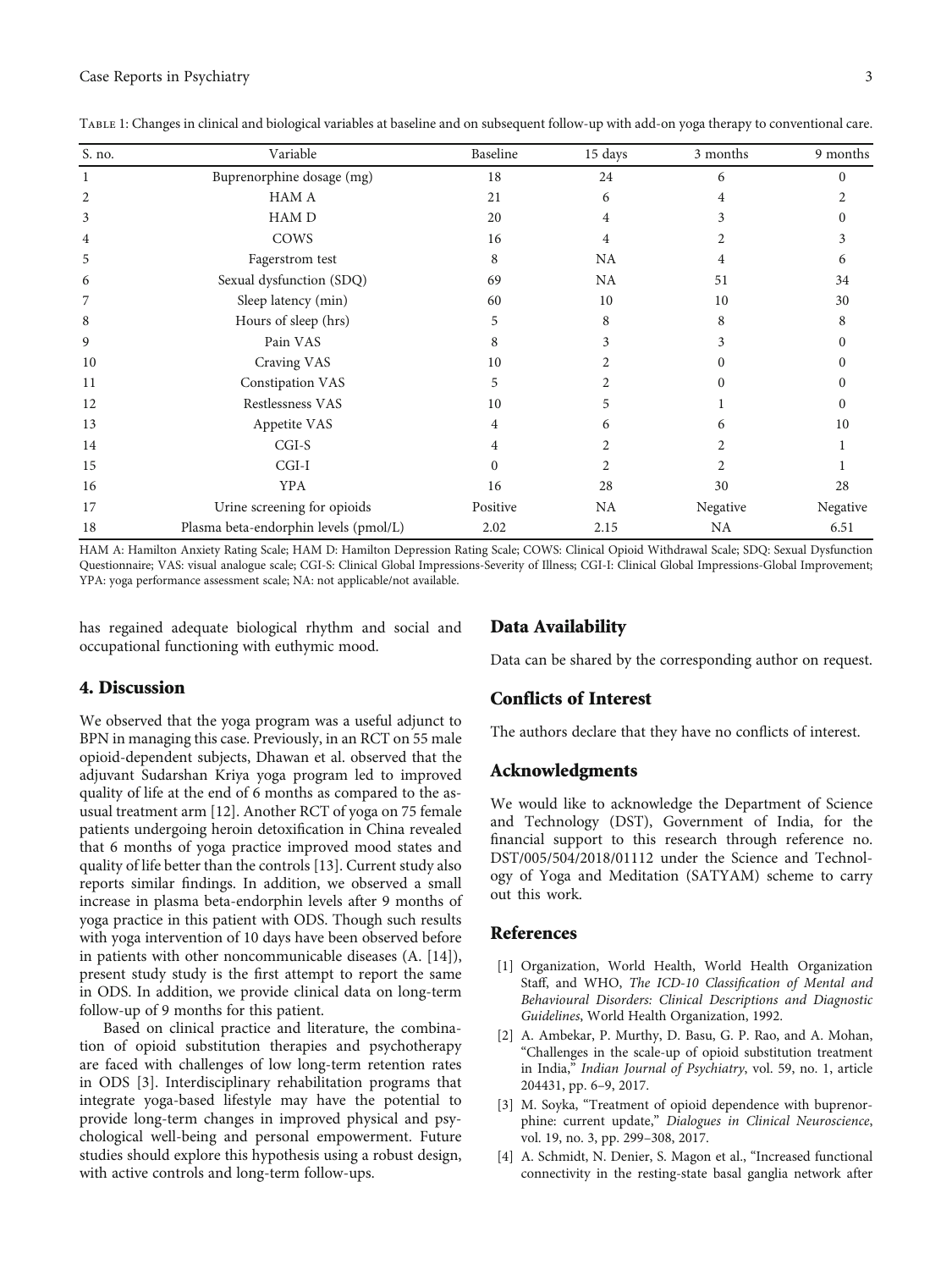Table 1: Changes in clinical and biological variables at baseline and on subsequent follow-up with add-on yoga therapy to conventional care.

| S. no. | Variable | Baseline | 15 days | 3 months | 9 months |
|---|---|---|---|---|---|
| 1 | Buprenorphine dosage (mg) | 18 | 24 | 6 | 0 |
| 2 | HAM A | 21 | 6 | 4 | 2 |
| 3 | HAM D | 20 | 4 | 3 | 0 |
| 4 | COWS | 16 | 4 | 2 | 3 |
| 5 | Fagerstrom test | 8 | NA | 4 | 6 |
| 6 | Sexual dysfunction (SDQ) | 69 | NA | 51 | 34 |
| 7 | Sleep latency (min) | 60 | 10 | 10 | 30 |
| 8 | Hours of sleep (hrs) | 5 | 8 | 8 | 8 |
| 9 | Pain VAS | 8 | 3 | 3 | 0 |
| 10 | Craving VAS | 10 | 2 | 0 | 0 |
| 11 | Constipation VAS | 5 | 2 | 0 | 0 |
| 12 | Restlessness VAS | 10 | 5 | 1 | 0 |
| 13 | Appetite VAS | 4 | 6 | 6 | 10 |
| 14 | CGI-S | 4 | 2 | 2 | 1 |
| 15 | CGI-I | 0 | 2 | 2 | 1 |
| 16 | YPA | 16 | 28 | 30 | 28 |
| 17 | Urine screening for opioids | Positive | NA | Negative | Negative |
| 18 | Plasma beta-endorphin levels (pmol/L) | 2.02 | 2.15 | NA | 6.51 |

HAM A: Hamilton Anxiety Rating Scale; HAM D: Hamilton Depression Rating Scale; COWS: Clinical Opioid Withdrawal Scale; SDQ: Sexual Dysfunction Questionnaire; VAS: visual analogue scale; CGI-S: Clinical Global Impressions-Severity of Illness; CGI-I: Clinical Global Impressions-Global Improvement; YPA: yoga performance assessment scale; NA: not applicable/not available.

has regained adequate biological rhythm and social and occupational functioning with euthymic mood.

## 4. Discussion

We observed that the yoga program was a useful adjunct to BPN in managing this case. Previously, in an RCT on 55 male opioid-dependent subjects, Dhawan et al. observed that the adjuvant Sudarshan Kriya yoga program led to improved quality of life at the end of 6 months as compared to the as-usual treatment arm [12]. Another RCT of yoga on 75 female patients undergoing heroin detoxification in China revealed that 6 months of yoga practice improved mood states and quality of life better than the controls [13]. Current study also reports similar findings. In addition, we observed a small increase in plasma beta-endorphin levels after 9 months of yoga practice in this patient with ODS. Though such results with yoga intervention of 10 days have been observed before in patients with other noncommunicable diseases (A. [14]), present study study is the first attempt to report the same in ODS. In addition, we provide clinical data on long-term follow-up of 9 months for this patient.

Based on clinical practice and literature, the combination of opioid substitution therapies and psychotherapy are faced with challenges of low long-term retention rates in ODS [3]. Interdisciplinary rehabilitation programs that integrate yoga-based lifestyle may have the potential to provide long-term changes in improved physical and psychological well-being and personal empowerment. Future studies should explore this hypothesis using a robust design, with active controls and long-term follow-ups.

## Data Availability

Data can be shared by the corresponding author on request.

## Conflicts of Interest

The authors declare that they have no conflicts of interest.

## Acknowledgments

We would like to acknowledge the Department of Science and Technology (DST), Government of India, for the financial support to this research through reference no. DST/005/504/2018/01112 under the Science and Technology of Yoga and Meditation (SATYAM) scheme to carry out this work.

## References

[1] Organization, World Health, World Health Organization Staff, and WHO, *The ICD-10 Classification of Mental and Behavioural Disorders: Clinical Descriptions and Diagnostic Guidelines*, World Health Organization, 1992.

[2] A. Ambekar, P. Murthy, D. Basu, G. P. Rao, and A. Mohan, "Challenges in the scale-up of opioid substitution treatment in India," *Indian Journal of Psychiatry*, vol. 59, no. 1, article 204431, pp. 6–9, 2017.

[3] M. Soyka, "Treatment of opioid dependence with buprenorphine: current update," *Dialogues in Clinical Neuroscience*, vol. 19, no. 3, pp. 299–308, 2017.

[4] A. Schmidt, N. Denier, S. Magon et al., "Increased functional connectivity in the resting-state basal ganglia network after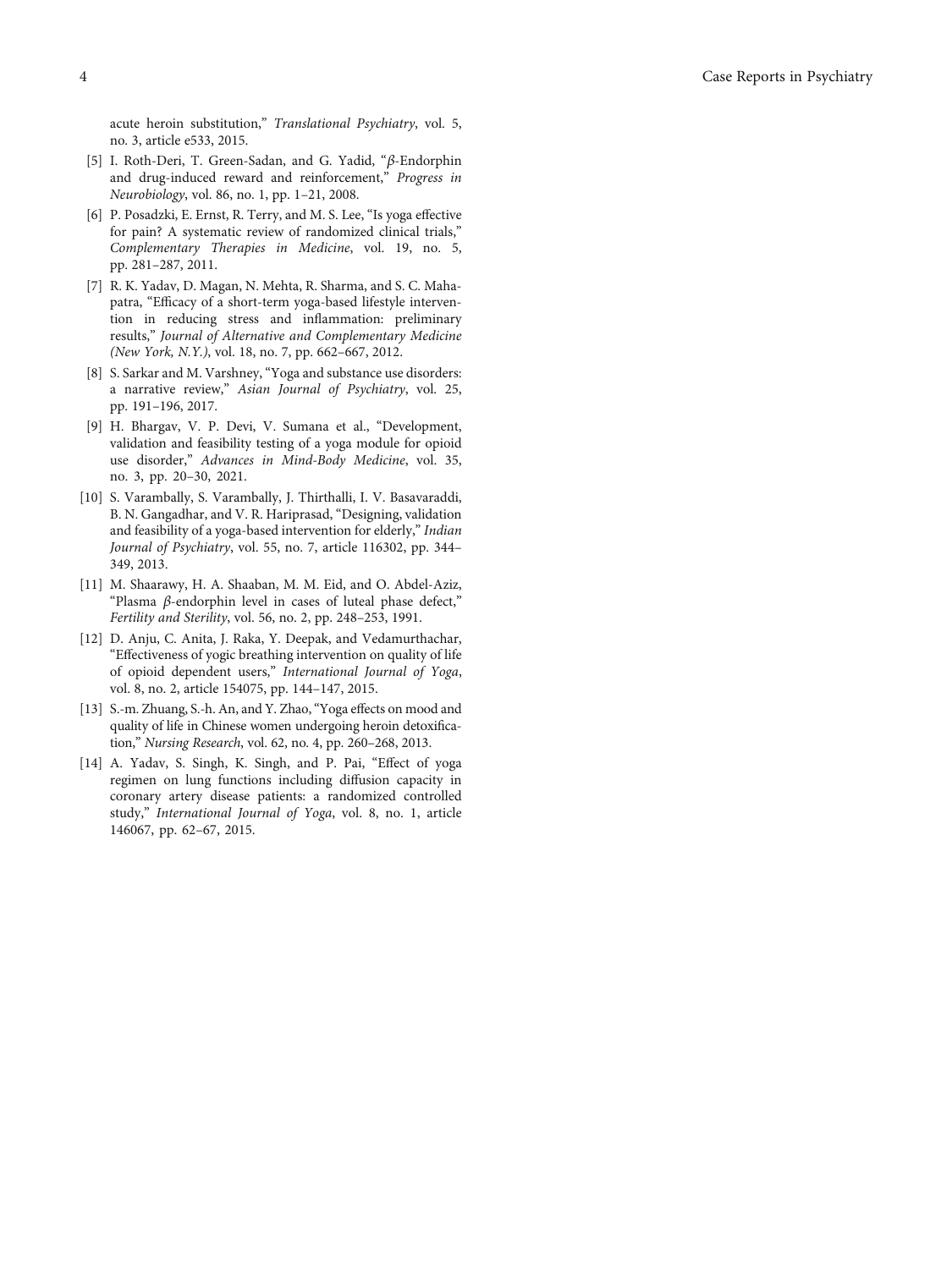acute heroin substitution," *Translational Psychiatry*, vol. 5, no. 3, article e533, 2015.

[5] I. Roth-Deri, T. Green-Sadan, and G. Yadid, "$\beta$-Endorphin and drug-induced reward and reinforcement," *Progress in Neurobiology*, vol. 86, no. 1, pp. 1–21, 2008.

[6] P. Posadzki, E. Ernst, R. Terry, and M. S. Lee, "Is yoga effective for pain? A systematic review of randomized clinical trials," *Complementary Therapies in Medicine*, vol. 19, no. 5, pp. 281–287, 2011.

[7] R. K. Yadav, D. Magan, N. Mehta, R. Sharma, and S. C. Mahapatra, "Efficacy of a short-term yoga-based lifestyle intervention in reducing stress and inflammation: preliminary results," *Journal of Alternative and Complementary Medicine (New York, N.Y.)*, vol. 18, no. 7, pp. 662–667, 2012.

[8] S. Sarkar and M. Varshney, "Yoga and substance use disorders: a narrative review," *Asian Journal of Psychiatry*, vol. 25, pp. 191–196, 2017.

[9] H. Bhargav, V. P. Devi, V. Sumana et al., "Development, validation and feasibility testing of a yoga module for opioid use disorder," *Advances in Mind-Body Medicine*, vol. 35, no. 3, pp. 20–30, 2021.

[10] S. Varambally, S. Varambally, J. Thirthalli, I. V. Basavaraddi, B. N. Gangadhar, and V. R. Hariprasad, "Designing, validation and feasibility of a yoga-based intervention for elderly," *Indian Journal of Psychiatry*, vol. 55, no. 7, article 116302, pp. 344–349, 2013.

[11] M. Shaarawy, H. A. Shaaban, M. M. Eid, and O. Abdel-Aziz, "Plasma $\beta$-endorphin level in cases of luteal phase defect," *Fertility and Sterility*, vol. 56, no. 2, pp. 248–253, 1991.

[12] D. Anju, C. Anita, J. Raka, Y. Deepak, and Vedamurthachar, "Effectiveness of yogic breathing intervention on quality of life of opioid dependent users," *International Journal of Yoga*, vol. 8, no. 2, article 154075, pp. 144–147, 2015.

[13] S.-m. Zhuang, S.-h. An, and Y. Zhao, "Yoga effects on mood and quality of life in Chinese women undergoing heroin detoxification," *Nursing Research*, vol. 62, no. 4, pp. 260–268, 2013.

[14] A. Yadav, S. Singh, K. Singh, and P. Pai, "Effect of yoga regimen on lung functions including diffusion capacity in coronary artery disease patients: a randomized controlled study," *International Journal of Yoga*, vol. 8, no. 1, article 146067, pp. 62–67, 2015.